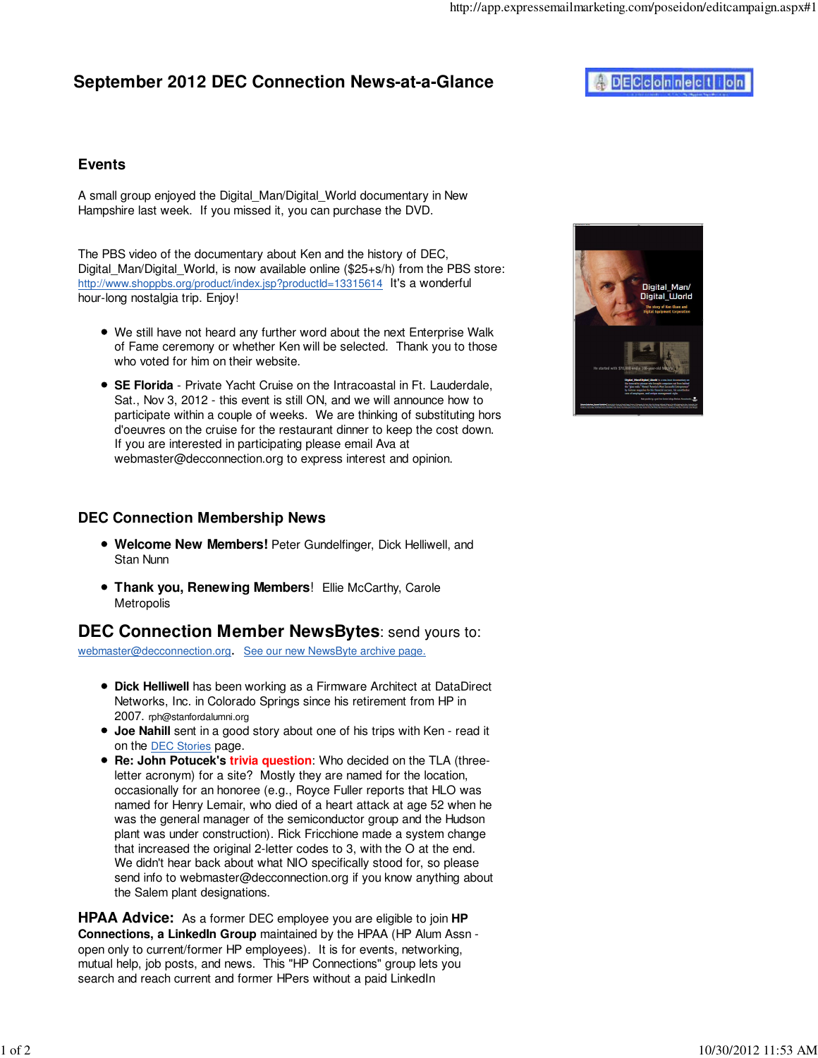# September 2012 DEC Connection News-at-a-Glance

## Events

A small group enjoyed the Digital_Man/Digital_World documentary in New Hampshire last week. If you missed it, you can purchase the DVD.

The PBS video of the documentary about Ken and the history of DEC, Digital_Man/Digital_World, is now available online ($25+s/h) from the PBS store: http://www.shoppbs.org/product/index.jsp?productId=13315614 It's a wonderful hour-long nostalgia trip. Enjoy!

- We still have not heard any further word about the next Enterprise Walk of Fame ceremony or whether Ken will be selected. Thank you to those who voted for him on their website.
- **SE Florida** - Private Yacht Cruise on the Intracoastal in Ft. Lauderdale, Sat., Nov 3, 2012 - this event is still ON, and we will announce how to participate within a couple of weeks. We are thinking of substituting hors d'oeuvres on the cruise for the restaurant dinner to keep the cost down. If you are interested in participating please email Ava at webmaster@decconnection.org to express interest and opinion.

## DEC Connection Membership News

- **Welcome New Members!** Peter Gundelfinger, Dick Helliwell, and Stan Nunn
- **Thank you, Renewing Members**! Ellie McCarthy, Carole Metropolis

## DEC Connection Member NewsBytes: send yours to:

webmaster@decconnection.org. See our new NewsByte archive page.

- **Dick Helliwell** has been working as a Firmware Architect at DataDirect Networks, Inc. in Colorado Springs since his retirement from HP in 2007. rph@stanfordalumni.org
- **Joe Nahill** sent in a good story about one of his trips with Ken - read it on the DEC Stories page.
- **Re: John Potucek's trivia question**: Who decided on the TLA (three-letter acronym) for a site? Mostly they are named for the location, occasionally for an honoree (e.g., Royce Fuller reports that HLO was named for Henry Lemair, who died of a heart attack at age 52 when he was the general manager of the semiconductor group and the Hudson plant was under construction). Rick Fricchione made a system change that increased the original 2-letter codes to 3, with the O at the end. We didn't hear back about what NIO specifically stood for, so please send info to webmaster@decconnection.org if you know anything about the Salem plant designations.

**HPAA Advice:** As a former DEC employee you are eligible to join **HP Connections, a LinkedIn Group** maintained by the HPAA (HP Alum Assn - open only to current/former HP employees). It is for events, networking, mutual help, job posts, and news. This "HP Connections" group lets you search and reach current and former HPers without a paid LinkedIn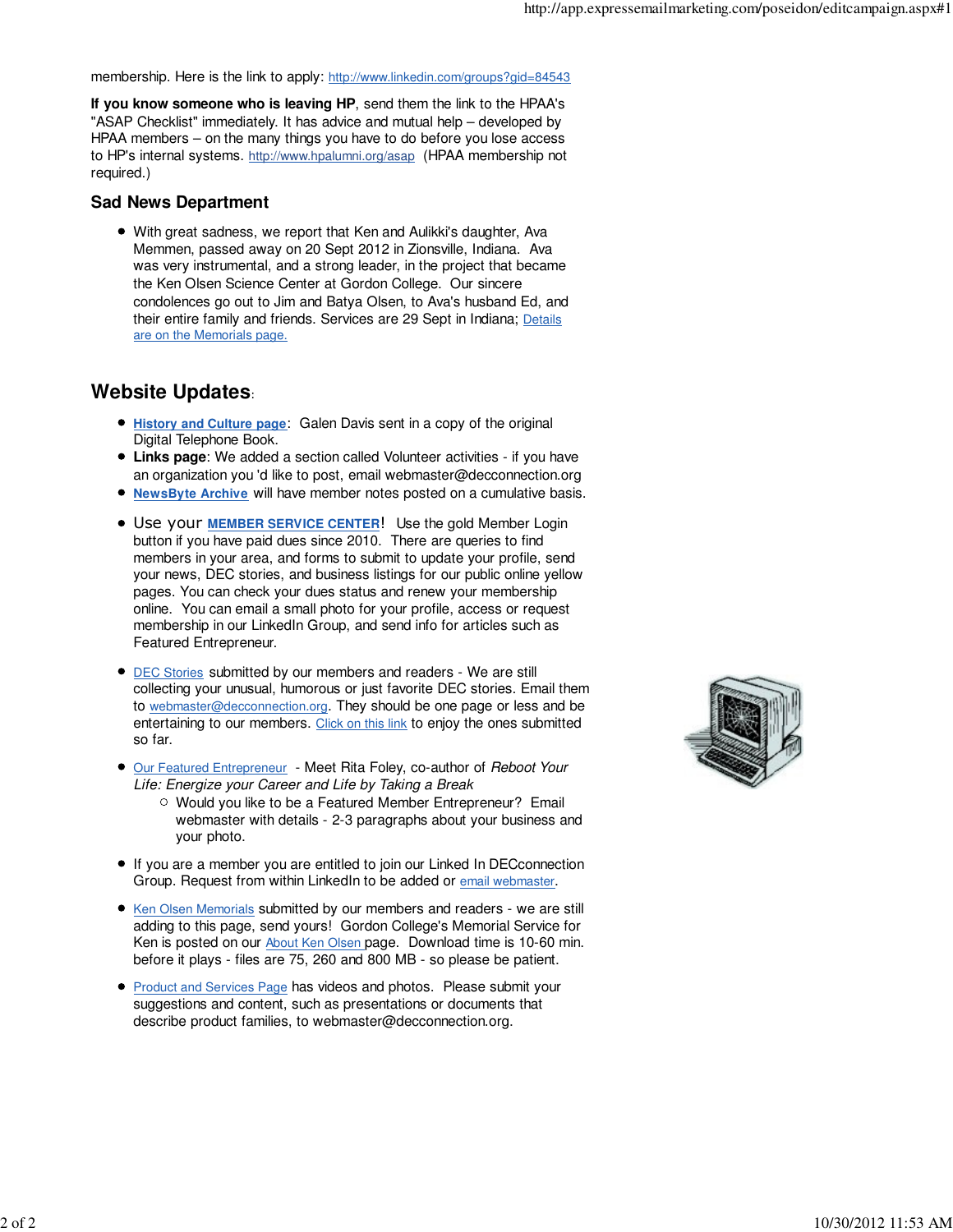membership. Here is the link to apply: http://www.linkedin.com/groups?gid=84543

**If you know someone who is leaving HP**, send them the link to the HPAA's "ASAP Checklist" immediately. It has advice and mutual help – developed by HPAA members – on the many things you have to do before you lose access to HP's internal systems. http://www.hpalumni.org/asap (HPAA membership not required.)

### Sad News Department

- With great sadness, we report that Ken and Aulikki's daughter, Ava Memmen, passed away on 20 Sept 2012 in Zionsville, Indiana. Ava was very instrumental, and a strong leader, in the project that became the Ken Olsen Science Center at Gordon College. Our sincere condolences go out to Jim and Batya Olsen, to Ava's husband Ed, and their entire family and friends. Services are 29 Sept in Indiana; Details are on the Memorials page.

## Website Updates:

- **History and Culture page**: Galen Davis sent in a copy of the original Digital Telephone Book.
- **Links page**: We added a section called Volunteer activities - if you have an organization you 'd like to post, email webmaster@decconnection.org
- **NewsByte Archive** will have member notes posted on a cumulative basis.
- Use your **MEMBER SERVICE CENTER**! Use the gold Member Login button if you have paid dues since 2010. There are queries to find members in your area, and forms to submit to update your profile, send your news, DEC stories, and business listings for our public online yellow pages. You can check your dues status and renew your membership online. You can email a small photo for your profile, access or request membership in our LinkedIn Group, and send info for articles such as Featured Entrepreneur.
- DEC Stories submitted by our members and readers - We are still collecting your unusual, humorous or just favorite DEC stories. Email them to webmaster@decconnection.org. They should be one page or less and be entertaining to our members. Click on this link to enjoy the ones submitted so far.
- Our Featured Entrepreneur - Meet Rita Foley, co-author of *Reboot Your Life: Energize your Career and Life by Taking a Break*
  - Would you like to be a Featured Member Entrepreneur? Email webmaster with details - 2-3 paragraphs about your business and your photo.
- If you are a member you are entitled to join our Linked In DECconnection Group. Request from within LinkedIn to be added or email webmaster.
- Ken Olsen Memorials submitted by our members and readers - we are still adding to this page, send yours! Gordon College's Memorial Service for Ken is posted on our About Ken Olsen page. Download time is 10-60 min. before it plays - files are 75, 260 and 800 MB - so please be patient.
- Product and Services Page has videos and photos. Please submit your suggestions and content, such as presentations or documents that describe product families, to webmaster@decconnection.org.